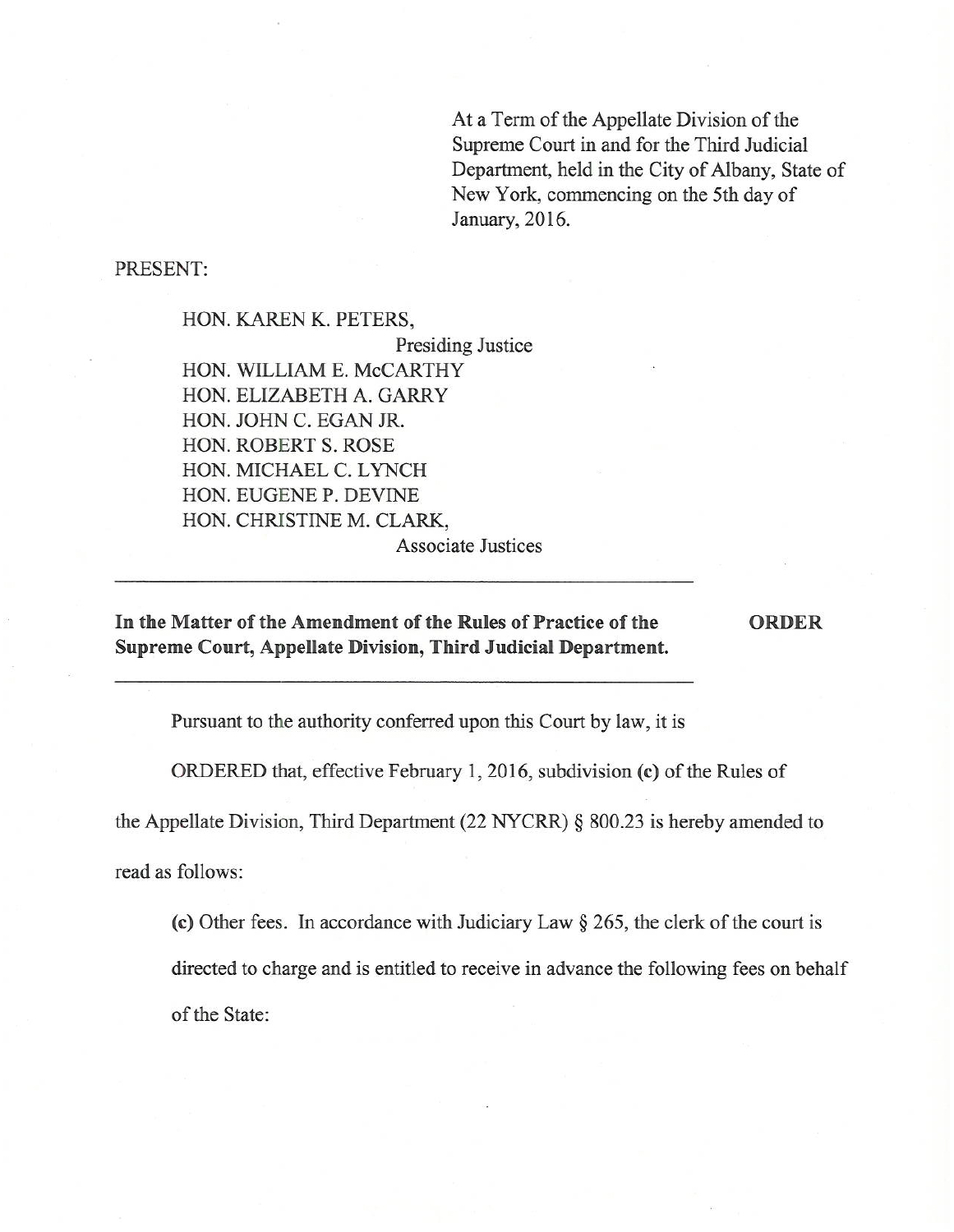At a Term of the Appellate Division of the Supreme Court in and for the Third Judicial Department, held in the City of Albany, State of New York, commencing on the 5th day of January, 2016.

PRESENT:

HON. KAREN K. PETERS,
Presiding Justice
HON. WILLIAM E. McCARTHY
HON. ELIZABETH A. GARRY
HON. JOHN C. EGAN JR.
HON. ROBERT S. ROSE
HON. MICHAEL C. LYNCH
HON. EUGENE P. DEVINE
HON. CHRISTINE M. CLARK,
Associate Justices

---

**In the Matter of the Amendment of the Rules of Practice of the Supreme Court, Appellate Division, Third Judicial Department.** **ORDER**

---

Pursuant to the authority conferred upon this Court by law, it is

ORDERED that, effective February 1, 2016, subdivision **(c)** of the Rules of the Appellate Division, Third Department (22 NYCRR) § 800.23 is hereby amended to read as follows:

**(c)** Other fees. In accordance with Judiciary Law § 265, the clerk of the court is directed to charge and is entitled to receive in advance the following fees on behalf of the State: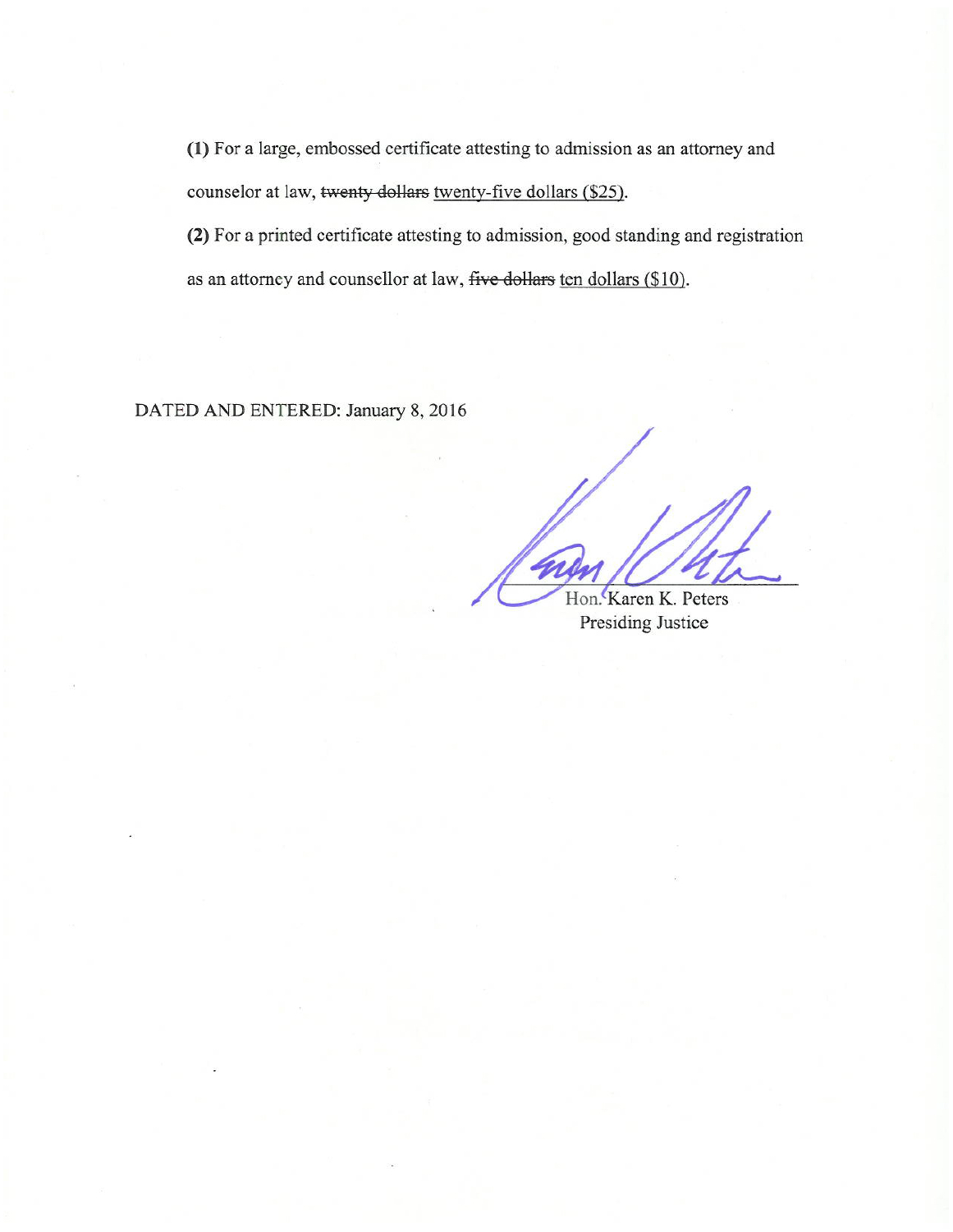**(1)** For a large, embossed certificate attesting to admission as an attorney and counselor at law, ~~twenty dollars~~ <u>twenty-five dollars ($25)</u>.

**(2)** For a printed certificate attesting to admission, good standing and registration as an attorney and counsellor at law, ~~five dollars~~ <u>ten dollars ($10)</u>.

DATED AND ENTERED: January 8, 2016

Hon. Karen K. Peters
Presiding Justice